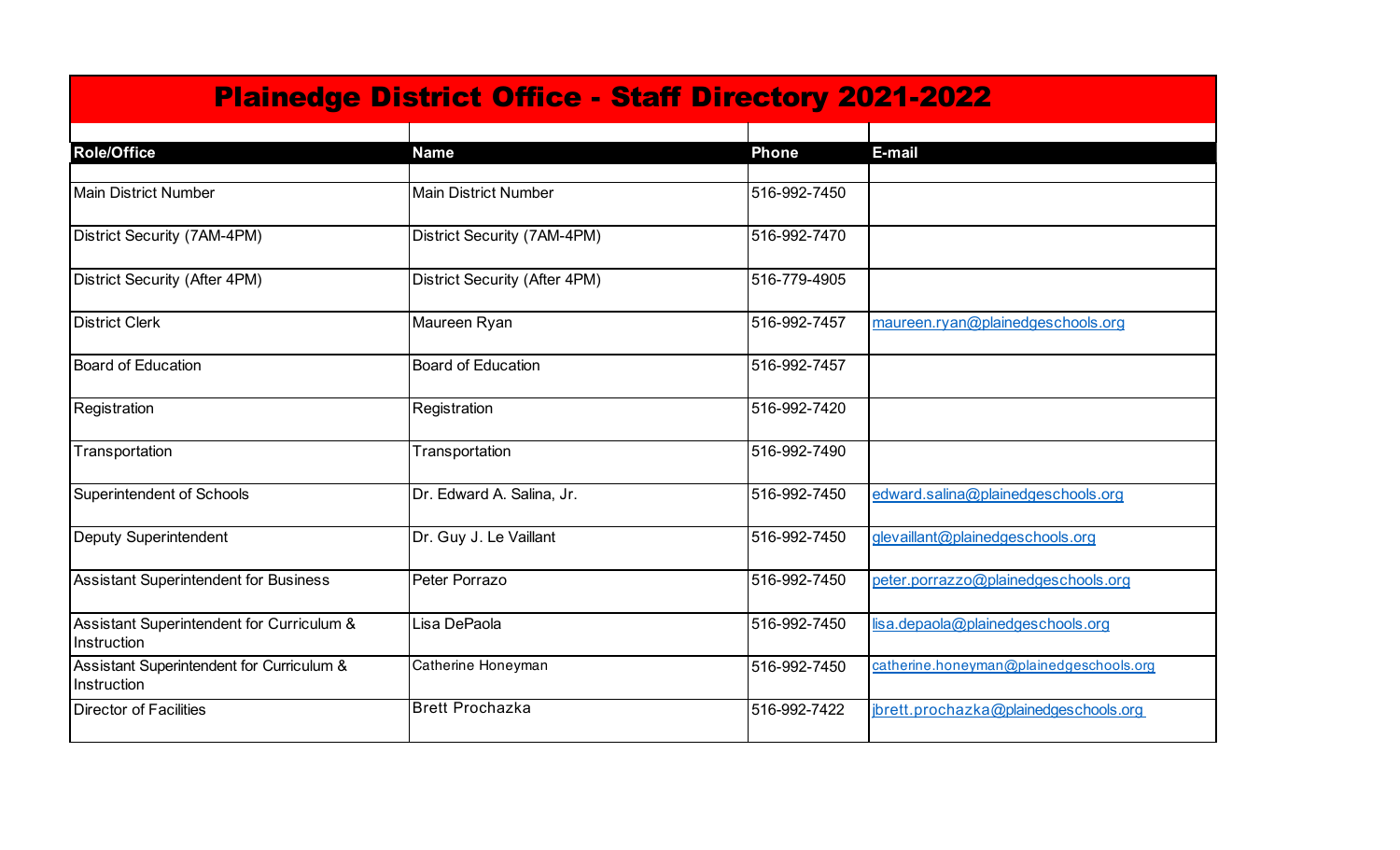# Plainedge District Office - Staff Directory 2021-2022

| Role/Office | Name | Phone | E-mail |
|---|---|---|---|
| Main District Number | Main District Number | 516-992-7450 | |
| District Security (7AM-4PM) | District Security (7AM-4PM) | 516-992-7470 | |
| District Security (After 4PM) | District Security (After 4PM) | 516-779-4905 | |
| District Clerk | Maureen Ryan | 516-992-7457 | maureen.ryan@plainedgeschools.org |
| Board of Education | Board of Education | 516-992-7457 | |
| Registration | Registration | 516-992-7420 | |
| Transportation | Transportation | 516-992-7490 | |
| Superintendent of Schools | Dr. Edward A. Salina, Jr. | 516-992-7450 | edward.salina@plainedgeschools.org |
| Deputy Superintendent | Dr. Guy J. Le Vaillant | 516-992-7450 | glevaillant@plainedgeschools.org |
| Assistant Superintendent for Business | Peter Porrazo | 516-992-7450 | peter.porrazzo@plainedgeschools.org |
| Assistant Superintendent for Curriculum & Instruction | Lisa DePaola | 516-992-7450 | lisa.depaola@plainedgeschools.org |
| Assistant Superintendent for Curriculum & Instruction | Catherine Honeyman | 516-992-7450 | catherine.honeyman@plainedgeschools.org |
| Director of Facilities | Brett Prochazka | 516-992-7422 | jbrett.prochazka@plainedgeschools.org |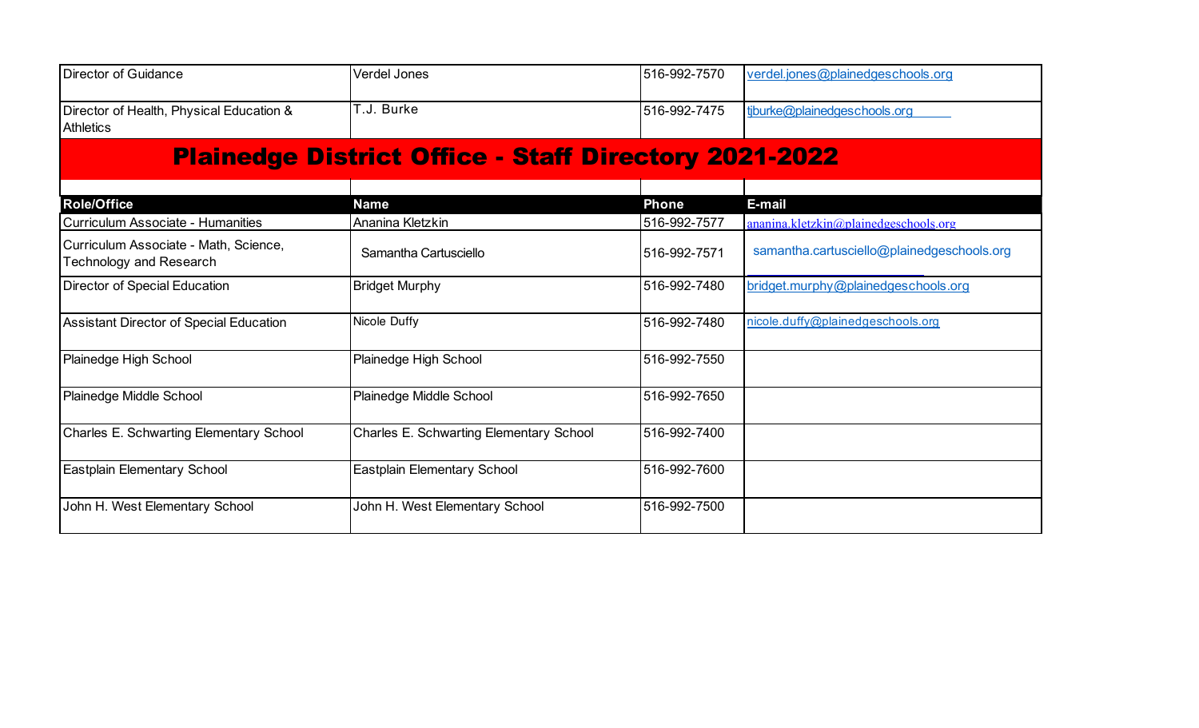| | | | |
|---|---|---|---|
| Director of Guidance | Verdel Jones | 516-992-7570 | verdel.jones@plainedgeschools.org |
| Director of Health, Physical Education & Athletics | T.J. Burke | 516-992-7475 | tjburke@plainedgeschools.org |

# Plainedge District Office - Staff Directory 2021-2022

| Role/Office | Name | Phone | E-mail |
|---|---|---|---|
| Curriculum Associate - Humanities | Ananina Kletzkin | 516-992-7577 | ananina.kletzkin@plainedgeschools.org |
| Curriculum Associate - Math, Science, Technology and Research | Samantha Cartusciello | 516-992-7571 | samantha.cartusciello@plainedgeschools.org |
| Director of Special Education | Bridget Murphy | 516-992-7480 | bridget.murphy@plainedgeschools.org |
| Assistant Director of Special Education | Nicole Duffy | 516-992-7480 | nicole.duffy@plainedgeschools.org |
| Plainedge High School | Plainedge High School | 516-992-7550 | |
| Plainedge Middle School | Plainedge Middle School | 516-992-7650 | |
| Charles E. Schwarting Elementary School | Charles E. Schwarting Elementary School | 516-992-7400 | |
| Eastplain Elementary School | Eastplain Elementary School | 516-992-7600 | |
| John H. West Elementary School | John H. West Elementary School | 516-992-7500 | |